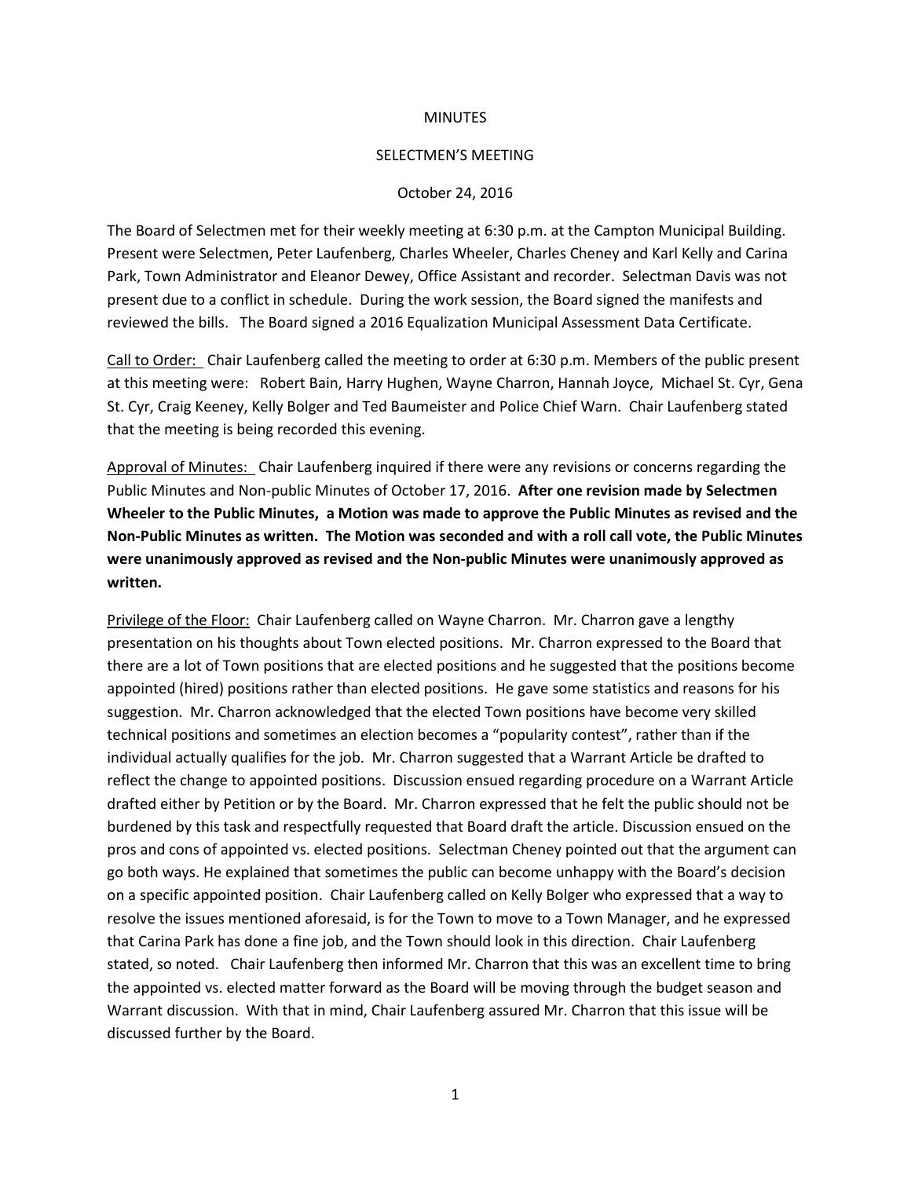MINUTES

SELECTMEN'S MEETING

October 24, 2016

The Board of Selectmen met for their weekly meeting at 6:30 p.m. at the Campton Municipal Building. Present were Selectmen, Peter Laufenberg, Charles Wheeler, Charles Cheney and Karl Kelly and Carina Park, Town Administrator and Eleanor Dewey, Office Assistant and recorder. Selectman Davis was not present due to a conflict in schedule. During the work session, the Board signed the manifests and reviewed the bills. The Board signed a 2016 Equalization Municipal Assessment Data Certificate.

Call to Order: Chair Laufenberg called the meeting to order at 6:30 p.m. Members of the public present at this meeting were: Robert Bain, Harry Hughen, Wayne Charron, Hannah Joyce, Michael St. Cyr, Gena St. Cyr, Craig Keeney, Kelly Bolger and Ted Baumeister and Police Chief Warn. Chair Laufenberg stated that the meeting is being recorded this evening.

Approval of Minutes: Chair Laufenberg inquired if there were any revisions or concerns regarding the Public Minutes and Non-public Minutes of October 17, 2016. **After one revision made by Selectmen Wheeler to the Public Minutes, a Motion was made to approve the Public Minutes as revised and the Non-Public Minutes as written. The Motion was seconded and with a roll call vote, the Public Minutes were unanimously approved as revised and the Non-public Minutes were unanimously approved as written.**

Privilege of the Floor: Chair Laufenberg called on Wayne Charron. Mr. Charron gave a lengthy presentation on his thoughts about Town elected positions. Mr. Charron expressed to the Board that there are a lot of Town positions that are elected positions and he suggested that the positions become appointed (hired) positions rather than elected positions. He gave some statistics and reasons for his suggestion. Mr. Charron acknowledged that the elected Town positions have become very skilled technical positions and sometimes an election becomes a "popularity contest", rather than if the individual actually qualifies for the job. Mr. Charron suggested that a Warrant Article be drafted to reflect the change to appointed positions. Discussion ensued regarding procedure on a Warrant Article drafted either by Petition or by the Board. Mr. Charron expressed that he felt the public should not be burdened by this task and respectfully requested that Board draft the article. Discussion ensued on the pros and cons of appointed vs. elected positions. Selectman Cheney pointed out that the argument can go both ways. He explained that sometimes the public can become unhappy with the Board's decision on a specific appointed position. Chair Laufenberg called on Kelly Bolger who expressed that a way to resolve the issues mentioned aforesaid, is for the Town to move to a Town Manager, and he expressed that Carina Park has done a fine job, and the Town should look in this direction. Chair Laufenberg stated, so noted. Chair Laufenberg then informed Mr. Charron that this was an excellent time to bring the appointed vs. elected matter forward as the Board will be moving through the budget season and Warrant discussion. With that in mind, Chair Laufenberg assured Mr. Charron that this issue will be discussed further by the Board.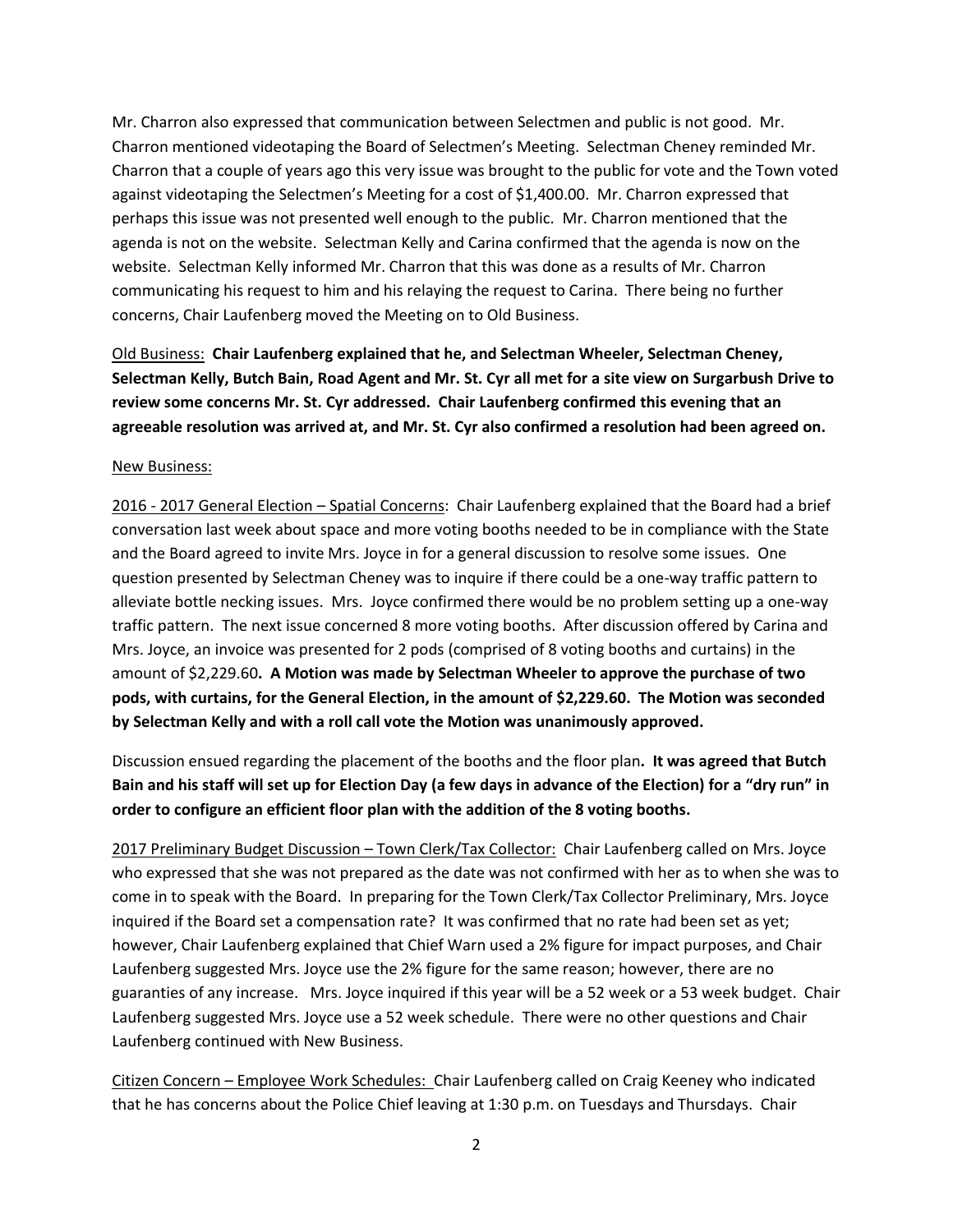Mr. Charron also expressed that communication between Selectmen and public is not good. Mr. Charron mentioned videotaping the Board of Selectmen's Meeting. Selectman Cheney reminded Mr. Charron that a couple of years ago this very issue was brought to the public for vote and the Town voted against videotaping the Selectmen's Meeting for a cost of $1,400.00. Mr. Charron expressed that perhaps this issue was not presented well enough to the public. Mr. Charron mentioned that the agenda is not on the website. Selectman Kelly and Carina confirmed that the agenda is now on the website. Selectman Kelly informed Mr. Charron that this was done as a results of Mr. Charron communicating his request to him and his relaying the request to Carina. There being no further concerns, Chair Laufenberg moved the Meeting on to Old Business.

Old Business: **Chair Laufenberg explained that he, and Selectman Wheeler, Selectman Cheney, Selectman Kelly, Butch Bain, Road Agent and Mr. St. Cyr all met for a site view on Surgarbush Drive to review some concerns Mr. St. Cyr addressed. Chair Laufenberg confirmed this evening that an agreeable resolution was arrived at, and Mr. St. Cyr also confirmed a resolution had been agreed on.**

New Business:

2016 - 2017 General Election – Spatial Concerns: Chair Laufenberg explained that the Board had a brief conversation last week about space and more voting booths needed to be in compliance with the State and the Board agreed to invite Mrs. Joyce in for a general discussion to resolve some issues. One question presented by Selectman Cheney was to inquire if there could be a one-way traffic pattern to alleviate bottle necking issues. Mrs. Joyce confirmed there would be no problem setting up a one-way traffic pattern. The next issue concerned 8 more voting booths. After discussion offered by Carina and Mrs. Joyce, an invoice was presented for 2 pods (comprised of 8 voting booths and curtains) in the amount of $2,229.60**. A Motion was made by Selectman Wheeler to approve the purchase of two pods, with curtains, for the General Election, in the amount of $2,229.60. The Motion was seconded by Selectman Kelly and with a roll call vote the Motion was unanimously approved.**

Discussion ensued regarding the placement of the booths and the floor plan**. It was agreed that Butch Bain and his staff will set up for Election Day (a few days in advance of the Election) for a "dry run" in order to configure an efficient floor plan with the addition of the 8 voting booths.**

2017 Preliminary Budget Discussion – Town Clerk/Tax Collector: Chair Laufenberg called on Mrs. Joyce who expressed that she was not prepared as the date was not confirmed with her as to when she was to come in to speak with the Board. In preparing for the Town Clerk/Tax Collector Preliminary, Mrs. Joyce inquired if the Board set a compensation rate? It was confirmed that no rate had been set as yet; however, Chair Laufenberg explained that Chief Warn used a 2% figure for impact purposes, and Chair Laufenberg suggested Mrs. Joyce use the 2% figure for the same reason; however, there are no guaranties of any increase. Mrs. Joyce inquired if this year will be a 52 week or a 53 week budget. Chair Laufenberg suggested Mrs. Joyce use a 52 week schedule. There were no other questions and Chair Laufenberg continued with New Business.

Citizen Concern – Employee Work Schedules: Chair Laufenberg called on Craig Keeney who indicated that he has concerns about the Police Chief leaving at 1:30 p.m. on Tuesdays and Thursdays. Chair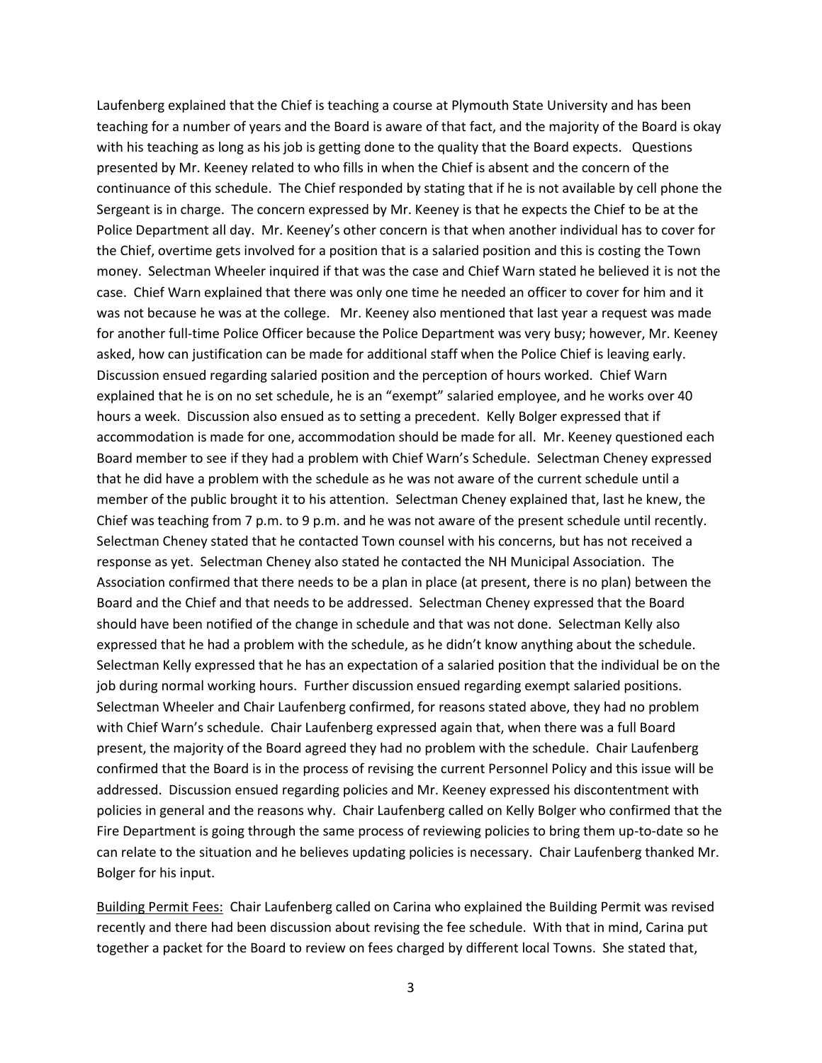Laufenberg explained that the Chief is teaching a course at Plymouth State University and has been teaching for a number of years and the Board is aware of that fact, and the majority of the Board is okay with his teaching as long as his job is getting done to the quality that the Board expects. Questions presented by Mr. Keeney related to who fills in when the Chief is absent and the concern of the continuance of this schedule. The Chief responded by stating that if he is not available by cell phone the Sergeant is in charge. The concern expressed by Mr. Keeney is that he expects the Chief to be at the Police Department all day. Mr. Keeney's other concern is that when another individual has to cover for the Chief, overtime gets involved for a position that is a salaried position and this is costing the Town money. Selectman Wheeler inquired if that was the case and Chief Warn stated he believed it is not the case. Chief Warn explained that there was only one time he needed an officer to cover for him and it was not because he was at the college. Mr. Keeney also mentioned that last year a request was made for another full-time Police Officer because the Police Department was very busy; however, Mr. Keeney asked, how can justification can be made for additional staff when the Police Chief is leaving early. Discussion ensued regarding salaried position and the perception of hours worked. Chief Warn explained that he is on no set schedule, he is an "exempt" salaried employee, and he works over 40 hours a week. Discussion also ensued as to setting a precedent. Kelly Bolger expressed that if accommodation is made for one, accommodation should be made for all. Mr. Keeney questioned each Board member to see if they had a problem with Chief Warn's Schedule. Selectman Cheney expressed that he did have a problem with the schedule as he was not aware of the current schedule until a member of the public brought it to his attention. Selectman Cheney explained that, last he knew, the Chief was teaching from 7 p.m. to 9 p.m. and he was not aware of the present schedule until recently. Selectman Cheney stated that he contacted Town counsel with his concerns, but has not received a response as yet. Selectman Cheney also stated he contacted the NH Municipal Association. The Association confirmed that there needs to be a plan in place (at present, there is no plan) between the Board and the Chief and that needs to be addressed. Selectman Cheney expressed that the Board should have been notified of the change in schedule and that was not done. Selectman Kelly also expressed that he had a problem with the schedule, as he didn't know anything about the schedule. Selectman Kelly expressed that he has an expectation of a salaried position that the individual be on the job during normal working hours. Further discussion ensued regarding exempt salaried positions. Selectman Wheeler and Chair Laufenberg confirmed, for reasons stated above, they had no problem with Chief Warn's schedule. Chair Laufenberg expressed again that, when there was a full Board present, the majority of the Board agreed they had no problem with the schedule. Chair Laufenberg confirmed that the Board is in the process of revising the current Personnel Policy and this issue will be addressed. Discussion ensued regarding policies and Mr. Keeney expressed his discontentment with policies in general and the reasons why. Chair Laufenberg called on Kelly Bolger who confirmed that the Fire Department is going through the same process of reviewing policies to bring them up-to-date so he can relate to the situation and he believes updating policies is necessary. Chair Laufenberg thanked Mr. Bolger for his input.

Building Permit Fees: Chair Laufenberg called on Carina who explained the Building Permit was revised recently and there had been discussion about revising the fee schedule. With that in mind, Carina put together a packet for the Board to review on fees charged by different local Towns. She stated that,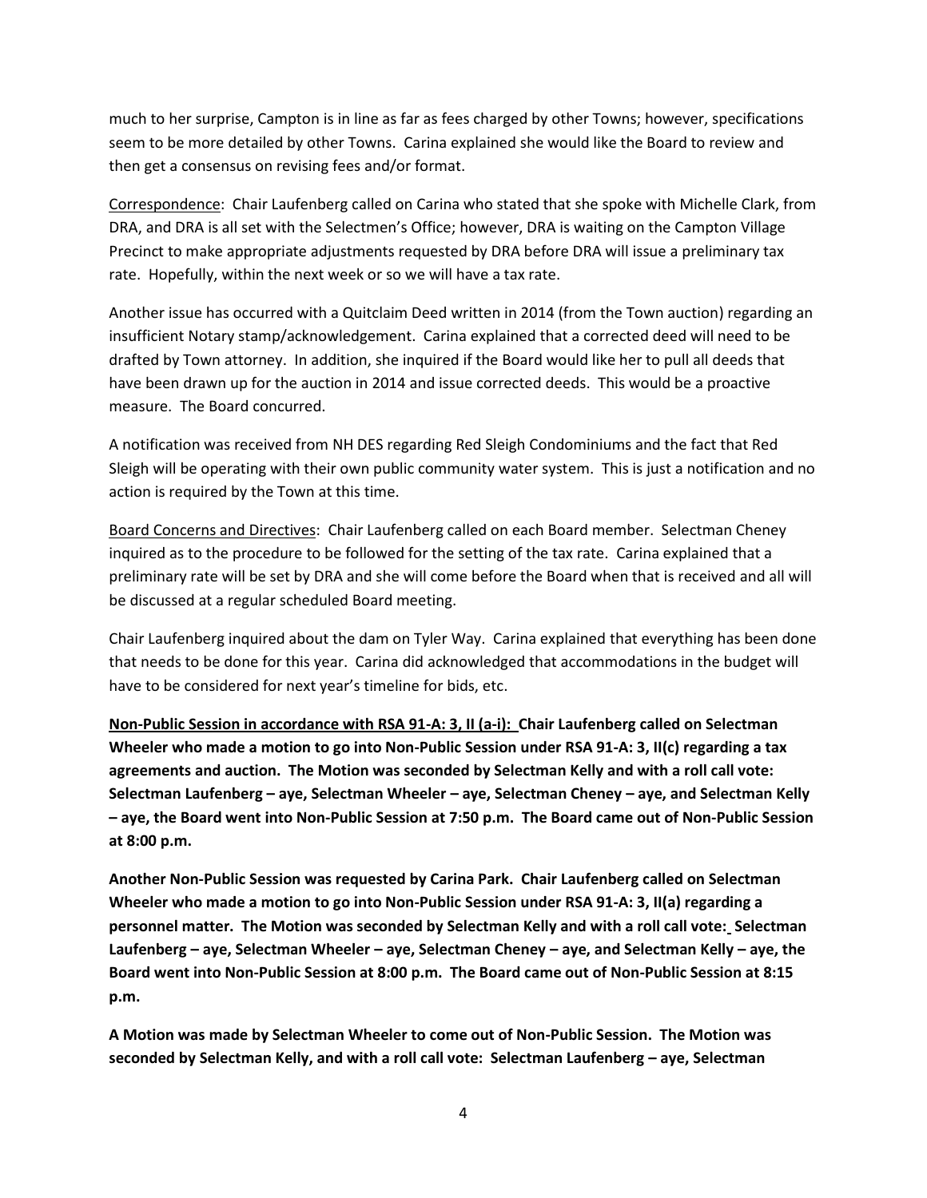much to her surprise, Campton is in line as far as fees charged by other Towns; however, specifications seem to be more detailed by other Towns. Carina explained she would like the Board to review and then get a consensus on revising fees and/or format.

Correspondence: Chair Laufenberg called on Carina who stated that she spoke with Michelle Clark, from DRA, and DRA is all set with the Selectmen's Office; however, DRA is waiting on the Campton Village Precinct to make appropriate adjustments requested by DRA before DRA will issue a preliminary tax rate. Hopefully, within the next week or so we will have a tax rate.

Another issue has occurred with a Quitclaim Deed written in 2014 (from the Town auction) regarding an insufficient Notary stamp/acknowledgement. Carina explained that a corrected deed will need to be drafted by Town attorney. In addition, she inquired if the Board would like her to pull all deeds that have been drawn up for the auction in 2014 and issue corrected deeds. This would be a proactive measure. The Board concurred.

A notification was received from NH DES regarding Red Sleigh Condominiums and the fact that Red Sleigh will be operating with their own public community water system. This is just a notification and no action is required by the Town at this time.

Board Concerns and Directives: Chair Laufenberg called on each Board member. Selectman Cheney inquired as to the procedure to be followed for the setting of the tax rate. Carina explained that a preliminary rate will be set by DRA and she will come before the Board when that is received and all will be discussed at a regular scheduled Board meeting.

Chair Laufenberg inquired about the dam on Tyler Way. Carina explained that everything has been done that needs to be done for this year. Carina did acknowledged that accommodations in the budget will have to be considered for next year's timeline for bids, etc.

**Non-Public Session in accordance with RSA 91-A: 3, II (a-i): Chair Laufenberg called on Selectman Wheeler who made a motion to go into Non-Public Session under RSA 91-A: 3, II(c) regarding a tax agreements and auction. The Motion was seconded by Selectman Kelly and with a roll call vote: Selectman Laufenberg – aye, Selectman Wheeler – aye, Selectman Cheney – aye, and Selectman Kelly – aye, the Board went into Non-Public Session at 7:50 p.m. The Board came out of Non-Public Session at 8:00 p.m.**

**Another Non-Public Session was requested by Carina Park. Chair Laufenberg called on Selectman Wheeler who made a motion to go into Non-Public Session under RSA 91-A: 3, II(a) regarding a personnel matter. The Motion was seconded by Selectman Kelly and with a roll call vote: Selectman Laufenberg – aye, Selectman Wheeler – aye, Selectman Cheney – aye, and Selectman Kelly – aye, the Board went into Non-Public Session at 8:00 p.m. The Board came out of Non-Public Session at 8:15 p.m.**

**A Motion was made by Selectman Wheeler to come out of Non-Public Session. The Motion was seconded by Selectman Kelly, and with a roll call vote: Selectman Laufenberg – aye, Selectman**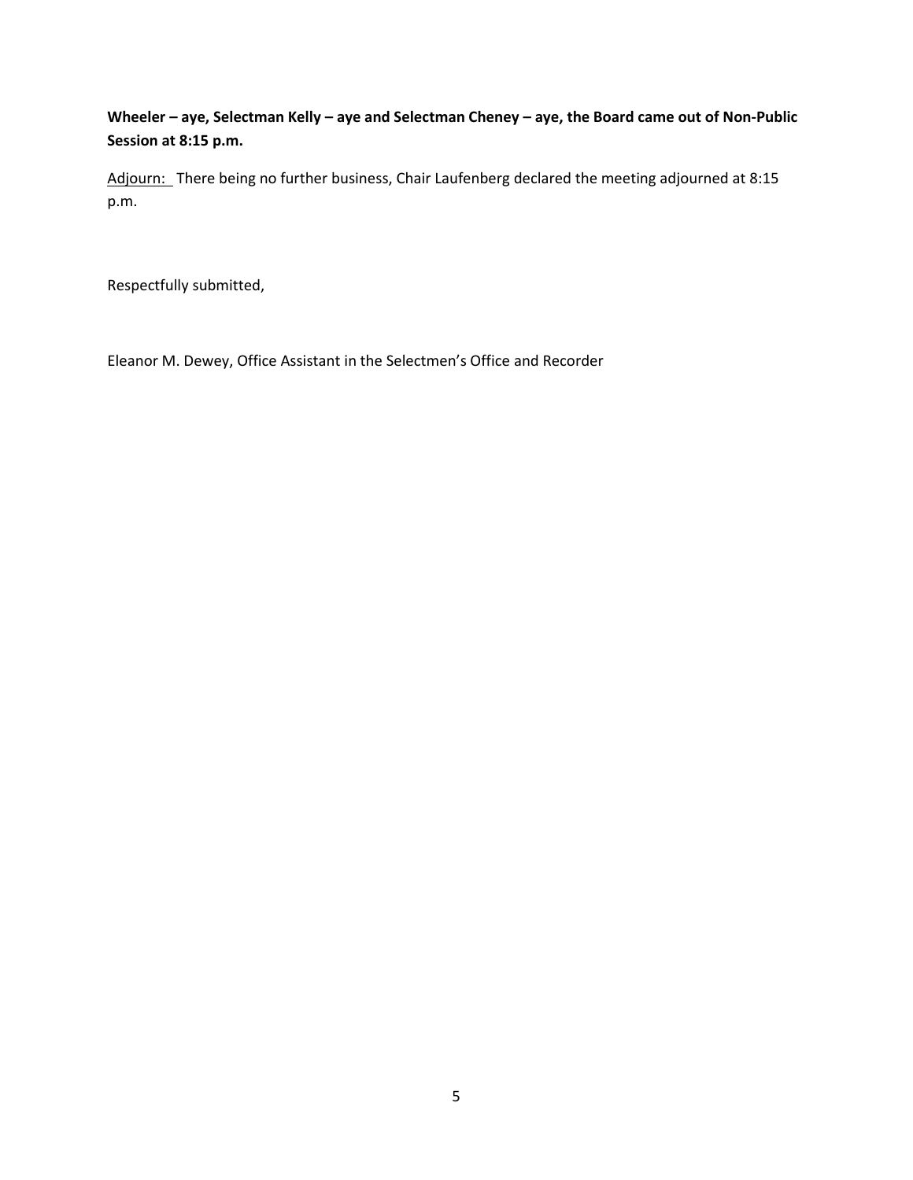**Wheeler – aye, Selectman Kelly – aye and Selectman Cheney – aye, the Board came out of Non-Public Session at 8:15 p.m.**

Adjourn: There being no further business, Chair Laufenberg declared the meeting adjourned at 8:15 p.m.

Respectfully submitted,

Eleanor M. Dewey, Office Assistant in the Selectmen's Office and Recorder